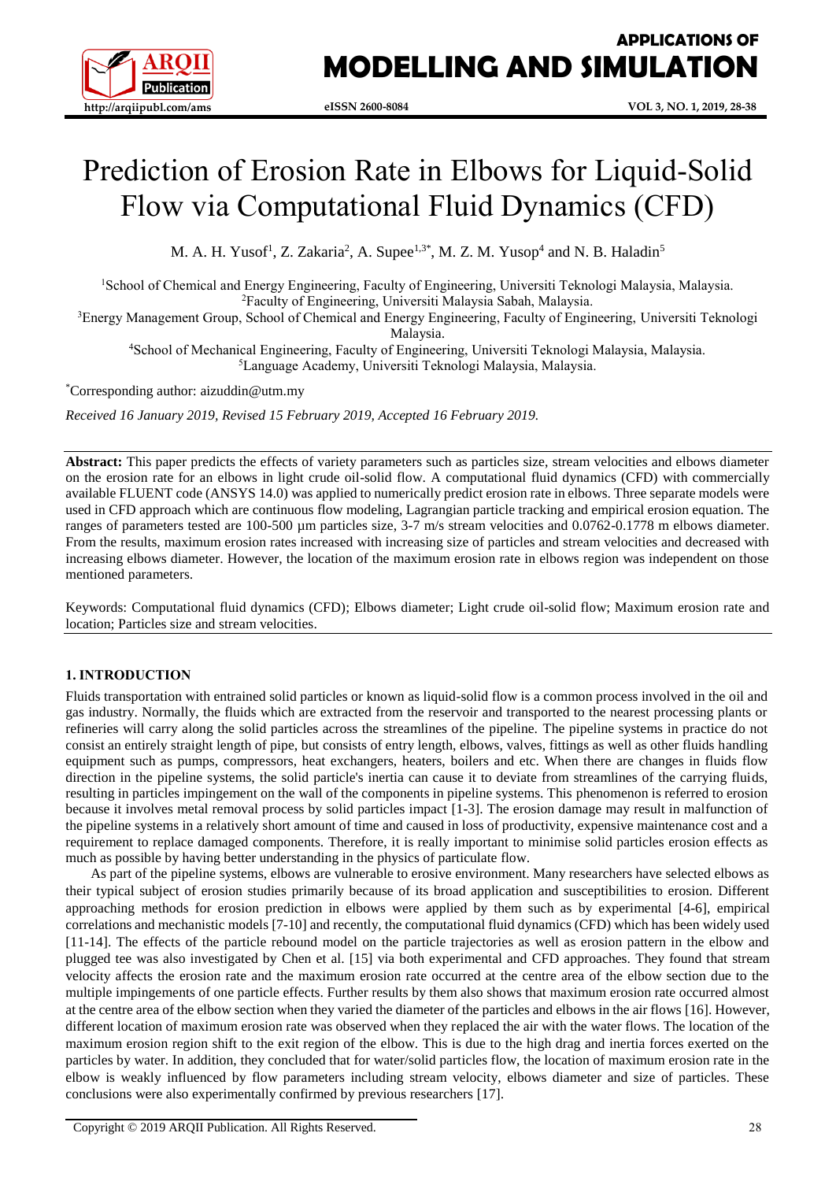# Prediction of Erosion Rate in Elbows for Liquid-Solid Flow via Computational Fluid Dynamics (CFD)

M. A. H. Yusof[1], Z. Zakaria[2], A. Supee[1,3*], M. Z. M. Yusop[4] and N. B. Haladin[5]

[1]School of Chemical and Energy Engineering, Faculty of Engineering, Universiti Teknologi Malaysia, Malaysia.
[2]Faculty of Engineering, Universiti Malaysia Sabah, Malaysia.
[3]Energy Management Group, School of Chemical and Energy Engineering, Faculty of Engineering, Universiti Teknologi Malaysia.
[4]School of Mechanical Engineering, Faculty of Engineering, Universiti Teknologi Malaysia, Malaysia.
[5]Language Academy, Universiti Teknologi Malaysia, Malaysia.

*Corresponding author: aizuddin@utm.my

*Received 16 January 2019, Revised 15 February 2019, Accepted 16 February 2019.*

**Abstract:** This paper predicts the effects of variety parameters such as particles size, stream velocities and elbows diameter on the erosion rate for an elbows in light crude oil-solid flow. A computational fluid dynamics (CFD) with commercially available FLUENT code (ANSYS 14.0) was applied to numerically predict erosion rate in elbows. Three separate models were used in CFD approach which are continuous flow modeling, Lagrangian particle tracking and empirical erosion equation. The ranges of parameters tested are 100-500 µm particles size, 3-7 m/s stream velocities and 0.0762-0.1778 m elbows diameter. From the results, maximum erosion rates increased with increasing size of particles and stream velocities and decreased with increasing elbows diameter. However, the location of the maximum erosion rate in elbows region was independent on those mentioned parameters.

Keywords: Computational fluid dynamics (CFD); Elbows diameter; Light crude oil-solid flow; Maximum erosion rate and location; Particles size and stream velocities.

## 1. INTRODUCTION

Fluids transportation with entrained solid particles or known as liquid-solid flow is a common process involved in the oil and gas industry. Normally, the fluids which are extracted from the reservoir and transported to the nearest processing plants or refineries will carry along the solid particles across the streamlines of the pipeline. The pipeline systems in practice do not consist an entirely straight length of pipe, but consists of entry length, elbows, valves, fittings as well as other fluids handling equipment such as pumps, compressors, heat exchangers, heaters, boilers and etc. When there are changes in fluids flow direction in the pipeline systems, the solid particle's inertia can cause it to deviate from streamlines of the carrying fluids, resulting in particles impingement on the wall of the components in pipeline systems. This phenomenon is referred to erosion because it involves metal removal process by solid particles impact [1-3]. The erosion damage may result in malfunction of the pipeline systems in a relatively short amount of time and caused in loss of productivity, expensive maintenance cost and a requirement to replace damaged components. Therefore, it is really important to minimise solid particles erosion effects as much as possible by having better understanding in the physics of particulate flow.

As part of the pipeline systems, elbows are vulnerable to erosive environment. Many researchers have selected elbows as their typical subject of erosion studies primarily because of its broad application and susceptibilities to erosion. Different approaching methods for erosion prediction in elbows were applied by them such as by experimental [4-6], empirical correlations and mechanistic models [7-10] and recently, the computational fluid dynamics (CFD) which has been widely used [11-14]. The effects of the particle rebound model on the particle trajectories as well as erosion pattern in the elbow and plugged tee was also investigated by Chen et al. [15] via both experimental and CFD approaches. They found that stream velocity affects the erosion rate and the maximum erosion rate occurred at the centre area of the elbow section due to the multiple impingements of one particle effects. Further results by them also shows that maximum erosion rate occurred almost at the centre area of the elbow section when they varied the diameter of the particles and elbows in the air flows [16]. However, different location of maximum erosion rate was observed when they replaced the air with the water flows. The location of the maximum erosion region shift to the exit region of the elbow. This is due to the high drag and inertia forces exerted on the particles by water. In addition, they concluded that for water/solid particles flow, the location of maximum erosion rate in the elbow is weakly influenced by flow parameters including stream velocity, elbows diameter and size of particles. These conclusions were also experimentally confirmed by previous researchers [17].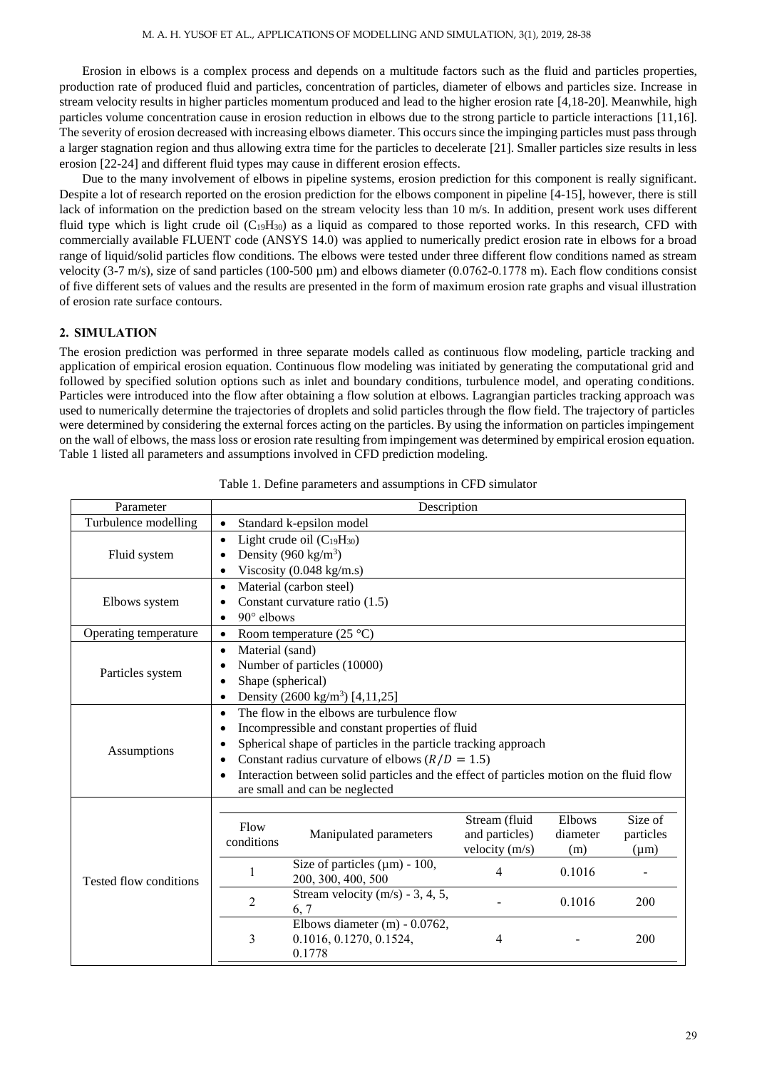Erosion in elbows is a complex process and depends on a multitude factors such as the fluid and particles properties, production rate of produced fluid and particles, concentration of particles, diameter of elbows and particles size. Increase in stream velocity results in higher particles momentum produced and lead to the higher erosion rate [4,18-20]. Meanwhile, high particles volume concentration cause in erosion reduction in elbows due to the strong particle to particle interactions [11,16]. The severity of erosion decreased with increasing elbows diameter. This occurs since the impinging particles must pass through a larger stagnation region and thus allowing extra time for the particles to decelerate [21]. Smaller particles size results in less erosion [22-24] and different fluid types may cause in different erosion effects.

Due to the many involvement of elbows in pipeline systems, erosion prediction for this component is really significant. Despite a lot of research reported on the erosion prediction for the elbows component in pipeline [4-15], however, there is still lack of information on the prediction based on the stream velocity less than 10 m/s. In addition, present work uses different fluid type which is light crude oil ($C_{19}H_{30}$) as a liquid as compared to those reported works. In this research, CFD with commercially available FLUENT code (ANSYS 14.0) was applied to numerically predict erosion rate in elbows for a broad range of liquid/solid particles flow conditions. The elbows were tested under three different flow conditions named as stream velocity (3-7 m/s), size of sand particles (100-500 µm) and elbows diameter (0.0762-0.1778 m). Each flow conditions consist of five different sets of values and the results are presented in the form of maximum erosion rate graphs and visual illustration of erosion rate surface contours.

## 2. SIMULATION

The erosion prediction was performed in three separate models called as continuous flow modeling, particle tracking and application of empirical erosion equation. Continuous flow modeling was initiated by generating the computational grid and followed by specified solution options such as inlet and boundary conditions, turbulence model, and operating conditions. Particles were introduced into the flow after obtaining a flow solution at elbows. Lagrangian particles tracking approach was used to numerically determine the trajectories of droplets and solid particles through the flow field. The trajectory of particles were determined by considering the external forces acting on the particles. By using the information on particles impingement on the wall of elbows, the mass loss or erosion rate resulting from impingement was determined by empirical erosion equation. Table 1 listed all parameters and assumptions involved in CFD prediction modeling.

Table 1. Define parameters and assumptions in CFD simulator

| Parameter | Description |
|---|---|
| Turbulence modelling | • Standard k-epsilon model |
| Fluid system | • Light crude oil ($C_{19}H_{30}$)<br>• Density (960 kg/m$^3$)<br>• Viscosity (0.048 kg/m.s) |
| Elbows system | • Material (carbon steel)<br>• Constant curvature ratio (1.5)<br>• 90° elbows |
| Operating temperature | • Room temperature (25 °C) |
| Particles system | • Material (sand)<br>• Number of particles (10000)<br>• Shape (spherical)<br>• Density (2600 kg/m$^3$) [4,11,25] |
| Assumptions | • The flow in the elbows are turbulence flow<br>• Incompressible and constant properties of fluid<br>• Spherical shape of particles in the particle tracking approach<br>• Constant radius curvature of elbows ($R/D = 1.5$)<br>• Interaction between solid particles and the effect of particles motion on the fluid flow are small and can be neglected |

Tested flow conditions:

| Flow conditions | Manipulated parameters | Stream (fluid and particles) velocity (m/s) | Elbows diameter (m) | Size of particles (µm) |
|---|---|---|---|---|
| 1 | Size of particles (µm) - 100, 200, 300, 400, 500 | 4 | 0.1016 | - |
| 2 | Stream velocity (m/s) - 3, 4, 5, 6, 7 | - | 0.1016 | 200 |
| 3 | Elbows diameter (m) - 0.0762, 0.1016, 0.1270, 0.1524, 0.1778 | 4 | - | 200 |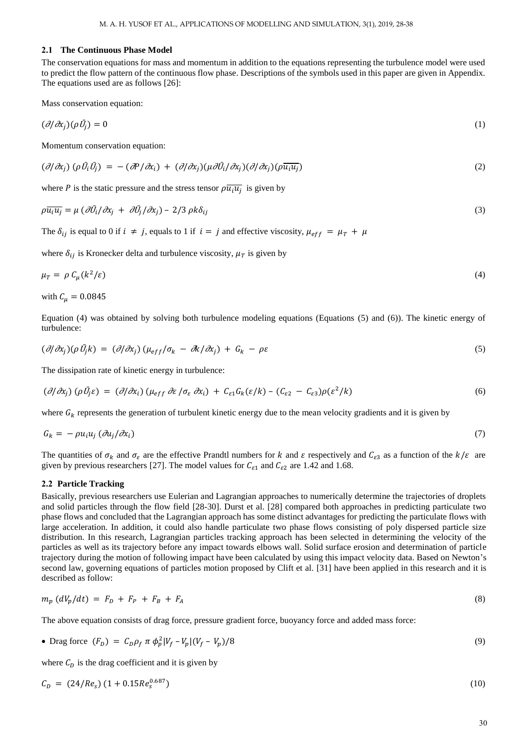### 2.1 The Continuous Phase Model

The conservation equations for mass and momentum in addition to the equations representing the turbulence model were used to predict the flow pattern of the continuous flow phase. Descriptions of the symbols used in this paper are given in Appendix. The equations used are as follows [26]:

Mass conservation equation:

$$(\partial/\partial x_j)(\rho \bar{U}_j) = 0 \tag{1}$$

Momentum conservation equation:

$$(\partial/\partial x_j)\,(\rho \bar{U}_i \bar{U}_j) \;=\; -\,(\partial P/\partial x_i) \;+\; (\partial/\partial x_j)(\mu \partial \bar{U}_i/\partial x_j)(\partial/\partial x_j)(\rho \overline{u_i u_j}) \tag{2}$$

where $P$ is the static pressure and the stress tensor $\rho \overline{u_i u_j}$ is given by

$$\rho \overline{u_i u_j} = \mu\,(\partial \bar{U}_i/\partial x_j \;+\; \partial \bar{U}_j/\partial x_j) - 2/3\,\rho k \delta_{ij} \tag{3}$$

The $\delta_{ij}$ is equal to 0 if $i \neq j$, equals to 1 if $i = j$ and effective viscosity, $\mu_{eff} = \mu_T + \mu$

where $\delta_{ij}$ is Kronecker delta and turbulence viscosity, $\mu_T$ is given by

$$\mu_T = \rho\, C_\mu (k^2/\varepsilon) \tag{4}$$

with $C_\mu = 0.0845$

Equation (4) was obtained by solving both turbulence modeling equations (Equations (5) and (6)). The kinetic energy of turbulence:

$$(\partial/\partial x_j)(\rho \bar{U}_j k) \;=\; (\partial/\partial x_j)\,(\mu_{eff}/\sigma_k \;-\; \partial k/\partial x_j) \;+\; G_k \;-\; \rho\varepsilon \tag{5}$$

The dissipation rate of kinetic energy in turbulence:

$$(\partial/\partial x_j)\,(\rho \bar{U}_j \varepsilon) \;=\; (\partial/\partial x_i)\,(\mu_{eff}\,\partial\varepsilon/\sigma_\varepsilon\,\partial x_i) \;+\; C_{\varepsilon 1} G_k (\varepsilon/k) - (C_{\varepsilon 2} \;-\; C_{\varepsilon 3})\rho(\varepsilon^2/k) \tag{6}$$

where $G_k$ represents the generation of turbulent kinetic energy due to the mean velocity gradients and it is given by

$$G_k = -\,\rho u_i u_j\,(\partial u_j/\partial x_i) \tag{7}$$

The quantities of $\sigma_k$ and $\sigma_\varepsilon$ are the effective Prandtl numbers for $k$ and $\varepsilon$ respectively and $C_{\varepsilon 3}$ as a function of the $k/\varepsilon$ are given by previous researchers [27]. The model values for $C_{\varepsilon 1}$ and $C_{\varepsilon 2}$ are 1.42 and 1.68.

### 2.2 Particle Tracking

Basically, previous researchers use Eulerian and Lagrangian approaches to numerically determine the trajectories of droplets and solid particles through the flow field [28-30]. Durst et al. [28] compared both approaches in predicting particulate two phase flows and concluded that the Lagrangian approach has some distinct advantages for predicting the particulate flows with large acceleration. In addition, it could also handle particulate two phase flows consisting of poly dispersed particle size distribution. In this research, Lagrangian particles tracking approach has been selected in determining the velocity of the particles as well as its trajectory before any impact towards elbows wall. Solid surface erosion and determination of particle trajectory during the motion of following impact have been calculated by using this impact velocity data. Based on Newton's second law, governing equations of particles motion proposed by Clift et al. [31] have been applied in this research and it is described as follow:

$$m_p\,(dV_p/dt) \;=\; F_D \;+\; F_P \;+\; F_B \;+\; F_A \tag{8}$$

The above equation consists of drag force, pressure gradient force, buoyancy force and added mass force:

- Drag force $(F_D) \;=\; C_D \rho_f\, \pi\, \phi_p^2 |V_f - V_p|(V_f - V_p)/8$ (9)

where $C_D$ is the drag coefficient and it is given by

$$C_D \;=\; (24/Re_s)\,(1 + 0.15 Re_s^{0.687}) \tag{10}$$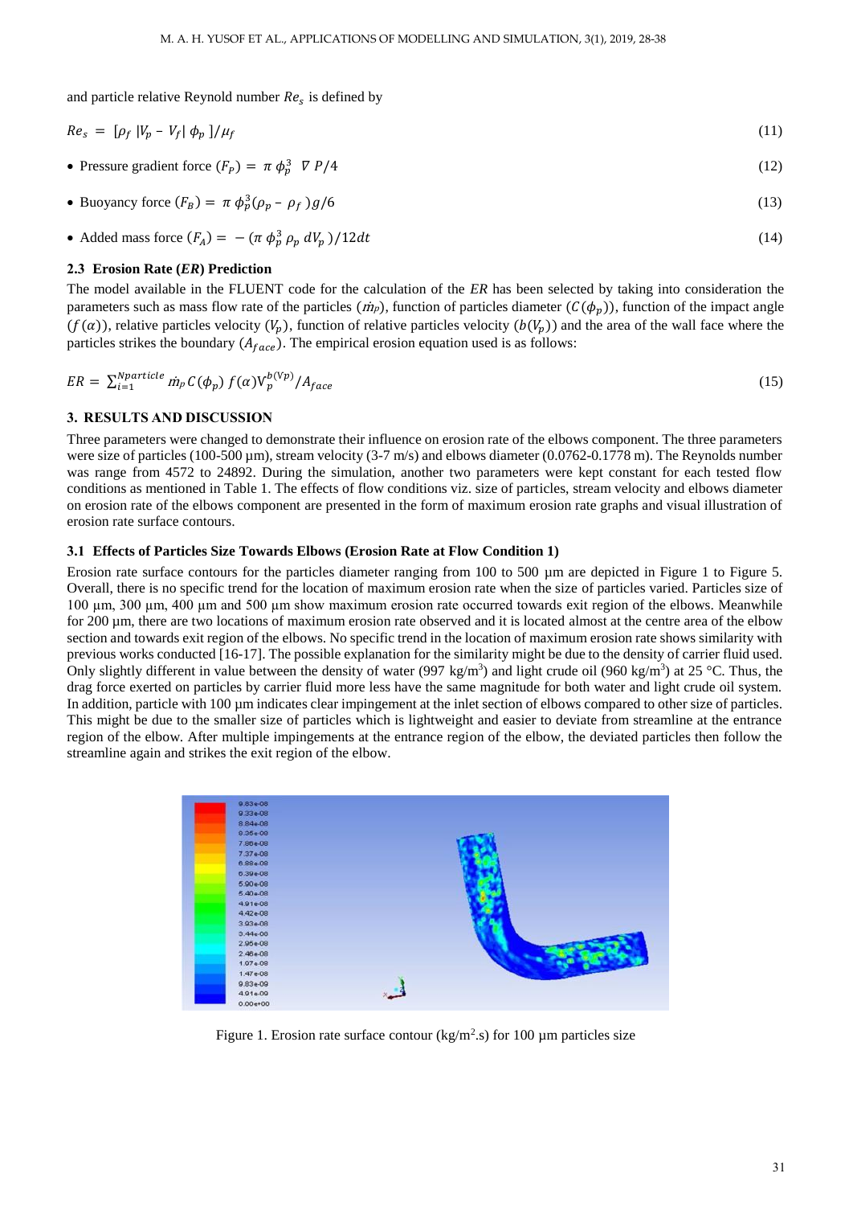and particle relative Reynold number $Re_s$ is defined by

$$Re_s = [\rho_f \, |V_p - V_f| \, \phi_p \,]/\mu_f \tag{11}$$

- Pressure gradient force $(F_P) = \pi \, \phi_p^3 \;\; \nabla P/4$ (12)
- Buoyancy force $(F_B) = \pi \, \phi_p^3 (\rho_p - \rho_f \,) g/6$ (13)
- Added mass force $(F_A) = -(\pi \, \phi_p^3 \, \rho_p \, dV_p \,)/12dt$ (14)

### 2.3 Erosion Rate (*ER*) Prediction

The model available in the FLUENT code for the calculation of the *ER* has been selected by taking into consideration the parameters such as mass flow rate of the particles ($\dot{m}_P$), function of particles diameter ($C(\phi_p)$), function of the impact angle ($f(\alpha)$), relative particles velocity ($V_p$), function of relative particles velocity ($b(V_p)$) and the area of the wall face where the particles strikes the boundary ($A_{face}$). The empirical erosion equation used is as follows:

$$ER = \sum_{i=1}^{Nparticle} \dot{m}_p \, C(\phi_p) \, f(\alpha) V_p^{b(Vp)}/A_{face} \tag{15}$$

## 3. RESULTS AND DISCUSSION

Three parameters were changed to demonstrate their influence on erosion rate of the elbows component. The three parameters were size of particles (100-500 µm), stream velocity (3-7 m/s) and elbows diameter (0.0762-0.1778 m). The Reynolds number was range from 4572 to 24892. During the simulation, another two parameters were kept constant for each tested flow conditions as mentioned in Table 1. The effects of flow conditions viz. size of particles, stream velocity and elbows diameter on erosion rate of the elbows component are presented in the form of maximum erosion rate graphs and visual illustration of erosion rate surface contours.

### 3.1 Effects of Particles Size Towards Elbows (Erosion Rate at Flow Condition 1)

Erosion rate surface contours for the particles diameter ranging from 100 to 500 µm are depicted in Figure 1 to Figure 5. Overall, there is no specific trend for the location of maximum erosion rate when the size of particles varied. Particles size of 100 µm, 300 µm, 400 µm and 500 µm show maximum erosion rate occurred towards exit region of the elbows. Meanwhile for 200 µm, there are two locations of maximum erosion rate observed and it is located almost at the centre area of the elbow section and towards exit region of the elbows. No specific trend in the location of maximum erosion rate shows similarity with previous works conducted [16-17]. The possible explanation for the similarity might be due to the density of carrier fluid used. Only slightly different in value between the density of water (997 kg/m$^3$) and light crude oil (960 kg/m$^3$) at 25 °C. Thus, the drag force exerted on particles by carrier fluid more less have the same magnitude for both water and light crude oil system. In addition, particle with 100 µm indicates clear impingement at the inlet section of elbows compared to other size of particles. This might be due to the smaller size of particles which is lightweight and easier to deviate from streamline at the entrance region of the elbow. After multiple impingements at the entrance region of the elbow, the deviated particles then follow the streamline again and strikes the exit region of the elbow.

Figure 1. Erosion rate surface contour (kg/m$^2$.s) for 100 µm particles size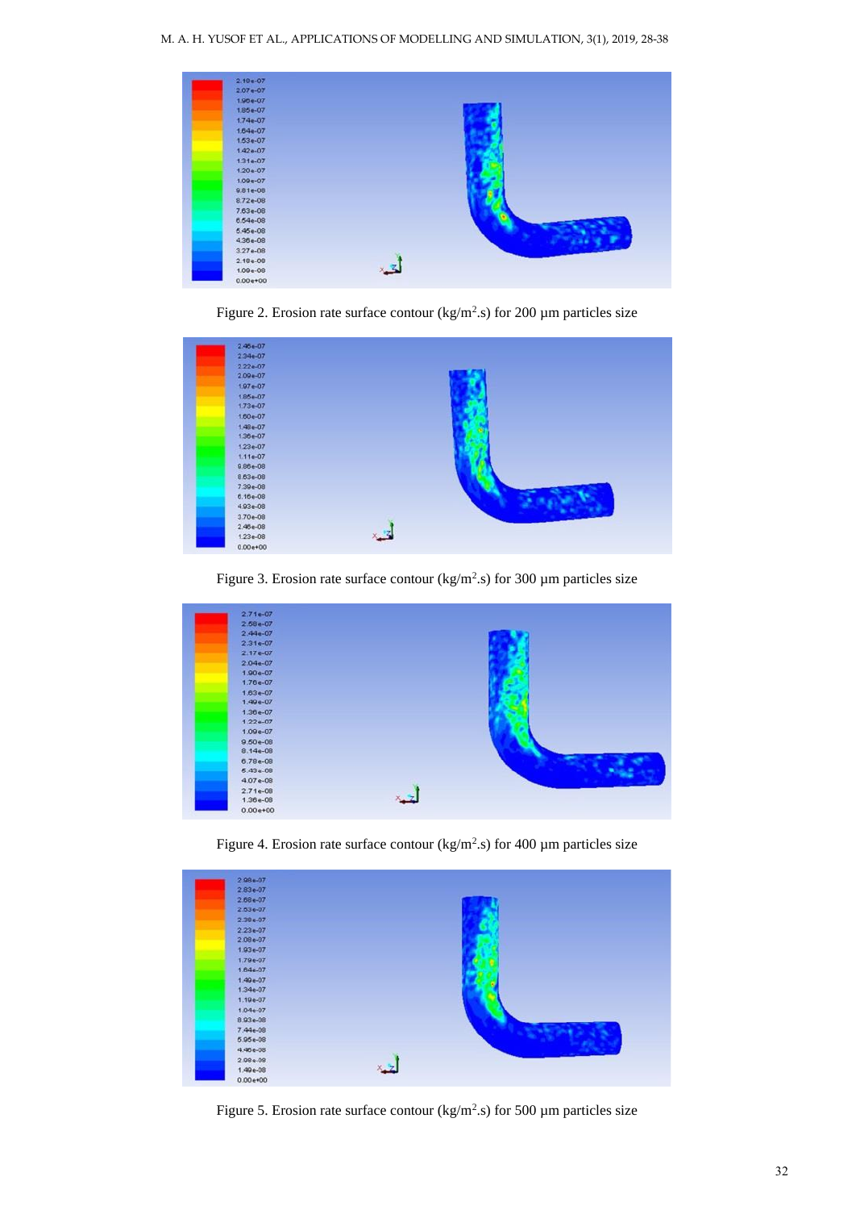Figure 2. Erosion rate surface contour (kg/m$^2$.s) for 200 µm particles size

Figure 3. Erosion rate surface contour (kg/m$^2$.s) for 300 µm particles size

Figure 4. Erosion rate surface contour (kg/m$^2$.s) for 400 µm particles size

Figure 5. Erosion rate surface contour (kg/m$^2$.s) for 500 µm particles size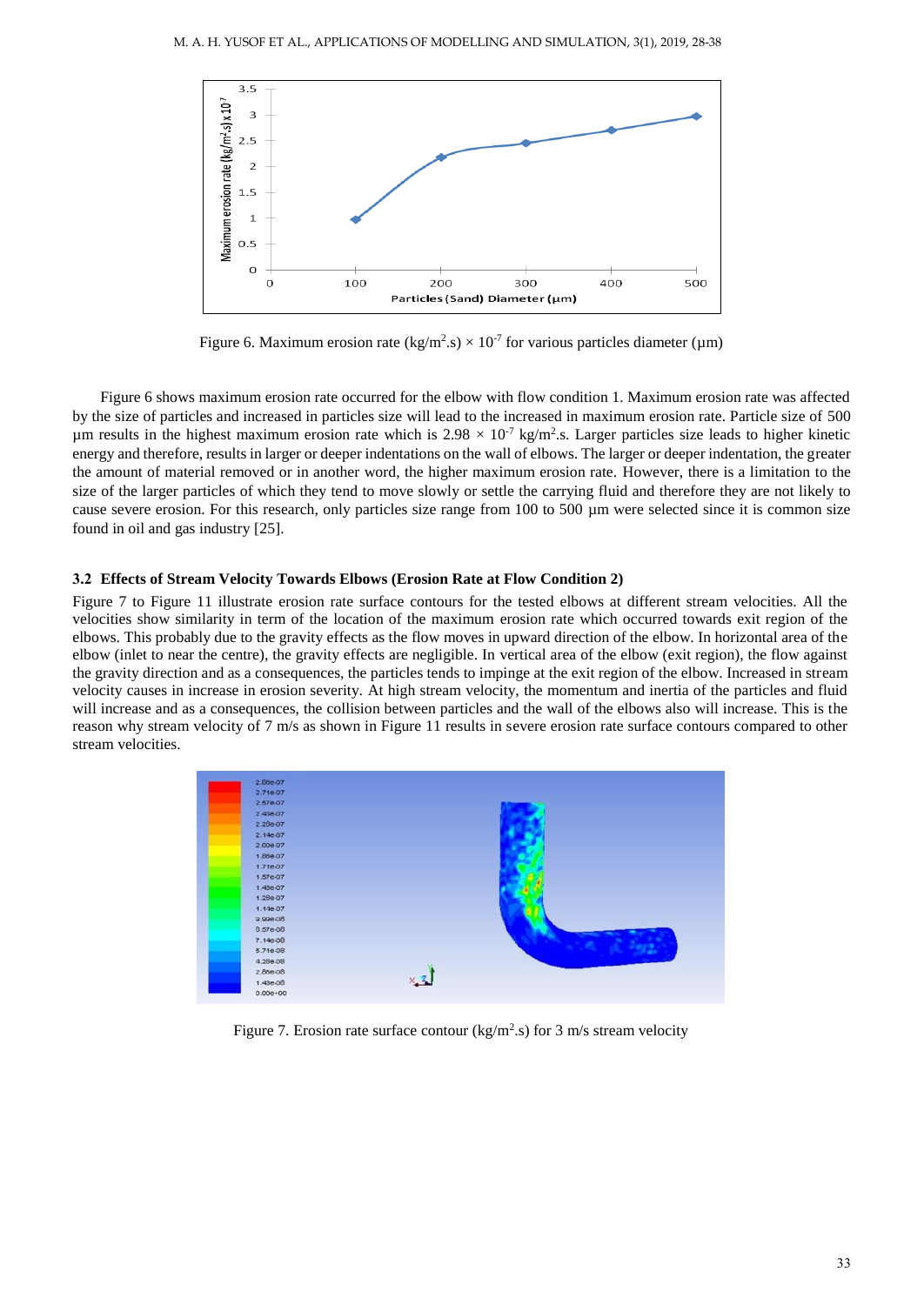Figure 6. Maximum erosion rate (kg/m$^2$.s) × $10^{-7}$ for various particles diameter (μm)

Figure 6 shows maximum erosion rate occurred for the elbow with flow condition 1. Maximum erosion rate was affected by the size of particles and increased in particles size will lead to the increased in maximum erosion rate. Particle size of 500 μm results in the highest maximum erosion rate which is 2.98 × $10^{-7}$ kg/m$^2$.s. Larger particles size leads to higher kinetic energy and therefore, results in larger or deeper indentations on the wall of elbows. The larger or deeper indentation, the greater the amount of material removed or in another word, the higher maximum erosion rate. However, there is a limitation to the size of the larger particles of which they tend to move slowly or settle the carrying fluid and therefore they are not likely to cause severe erosion. For this research, only particles size range from 100 to 500 μm were selected since it is common size found in oil and gas industry [25].

### 3.2 Effects of Stream Velocity Towards Elbows (Erosion Rate at Flow Condition 2)

Figure 7 to Figure 11 illustrate erosion rate surface contours for the tested elbows at different stream velocities. All the velocities show similarity in term of the location of the maximum erosion rate which occurred towards exit region of the elbows. This probably due to the gravity effects as the flow moves in upward direction of the elbow. In horizontal area of the elbow (inlet to near the centre), the gravity effects are negligible. In vertical area of the elbow (exit region), the flow against the gravity direction and as a consequences, the particles tends to impinge at the exit region of the elbow. Increased in stream velocity causes in increase in erosion severity. At high stream velocity, the momentum and inertia of the particles and fluid will increase and as a consequences, the collision between particles and the wall of the elbows also will increase. This is the reason why stream velocity of 7 m/s as shown in Figure 11 results in severe erosion rate surface contours compared to other stream velocities.

Figure 7. Erosion rate surface contour (kg/m$^2$.s) for 3 m/s stream velocity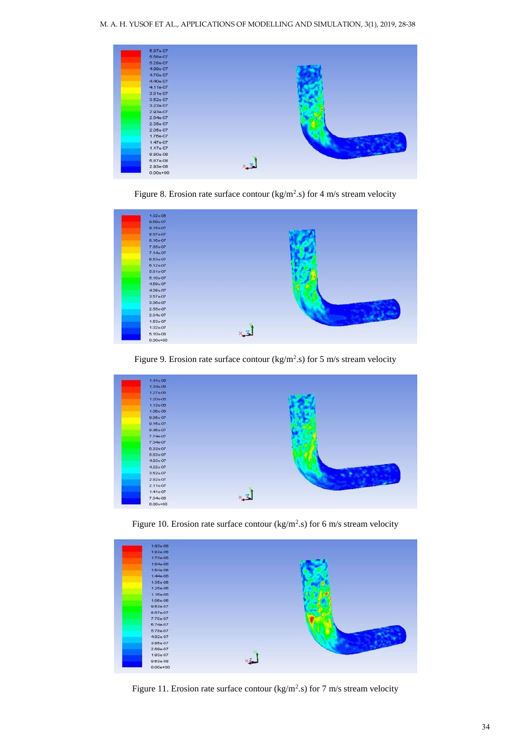Figure 8. Erosion rate surface contour (kg/m$^2$.s) for 4 m/s stream velocity

Figure 9. Erosion rate surface contour (kg/m$^2$.s) for 5 m/s stream velocity

Figure 10. Erosion rate surface contour (kg/m$^2$.s) for 6 m/s stream velocity

Figure 11. Erosion rate surface contour (kg/m$^2$.s) for 7 m/s stream velocity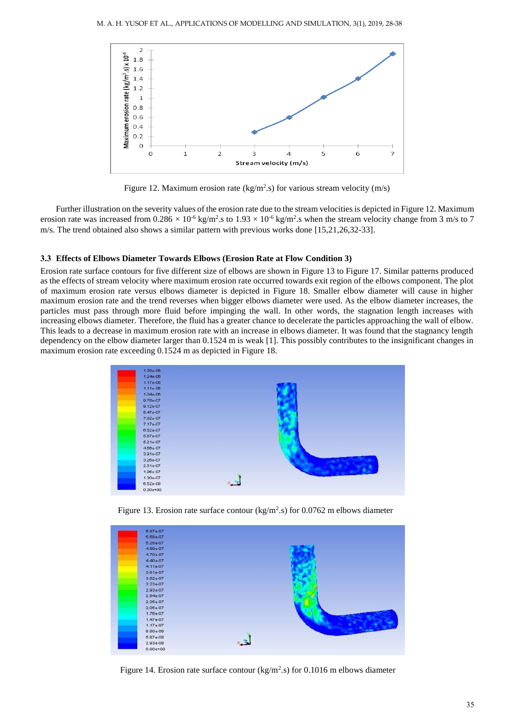Figure 12. Maximum erosion rate (kg/m$^2$.s) for various stream velocity (m/s)

Further illustration on the severity values of the erosion rate due to the stream velocities is depicted in Figure 12. Maximum erosion rate was increased from $0.286 \times 10^{-6}$ kg/m$^2$.s to $1.93 \times 10^{-6}$ kg/m$^2$.s when the stream velocity change from 3 m/s to 7 m/s. The trend obtained also shows a similar pattern with previous works done [15,21,26,32-33].

### 3.3 Effects of Elbows Diameter Towards Elbows (Erosion Rate at Flow Condition 3)

Erosion rate surface contours for five different size of elbows are shown in Figure 13 to Figure 17. Similar patterns produced as the effects of stream velocity where maximum erosion rate occurred towards exit region of the elbows component. The plot of maximum erosion rate versus elbows diameter is depicted in Figure 18. Smaller elbow diameter will cause in higher maximum erosion rate and the trend reverses when bigger elbows diameter were used. As the elbow diameter increases, the particles must pass through more fluid before impinging the wall. In other words, the stagnation length increases with increasing elbows diameter. Therefore, the fluid has a greater chance to decelerate the particles approaching the wall of elbow. This leads to a decrease in maximum erosion rate with an increase in elbows diameter. It was found that the stagnancy length dependency on the elbow diameter larger than 0.1524 m is weak [1]. This possibly contributes to the insignificant changes in maximum erosion rate exceeding 0.1524 m as depicted in Figure 18.

Figure 13. Erosion rate surface contour (kg/m$^2$.s) for 0.0762 m elbows diameter

Figure 14. Erosion rate surface contour (kg/m$^2$.s) for 0.1016 m elbows diameter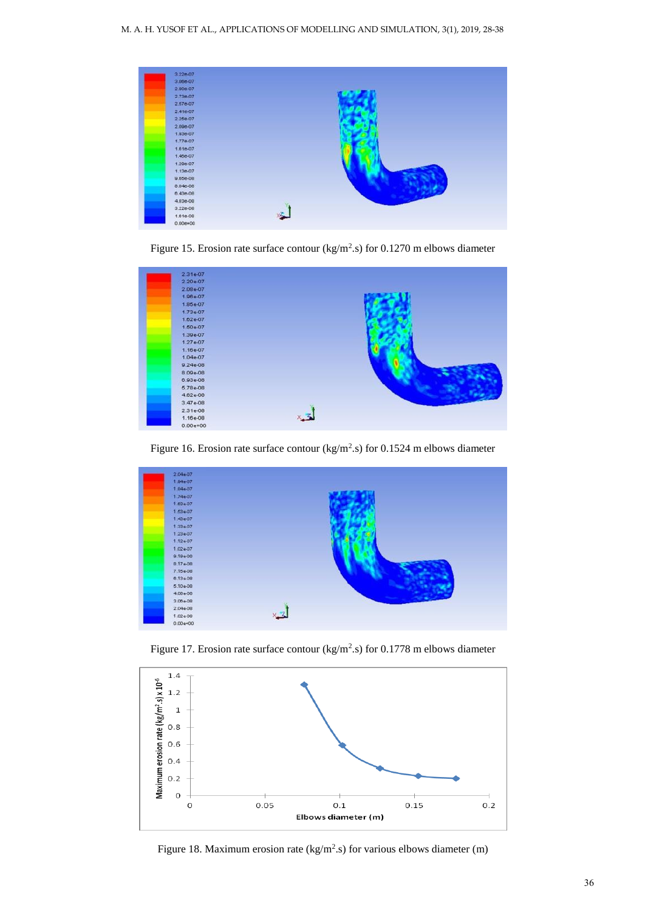Figure 15. Erosion rate surface contour (kg/m$^2$.s) for 0.1270 m elbows diameter

Figure 16. Erosion rate surface contour (kg/m$^2$.s) for 0.1524 m elbows diameter

Figure 17. Erosion rate surface contour (kg/m$^2$.s) for 0.1778 m elbows diameter

Figure 18. Maximum erosion rate (kg/m$^2$.s) for various elbows diameter (m)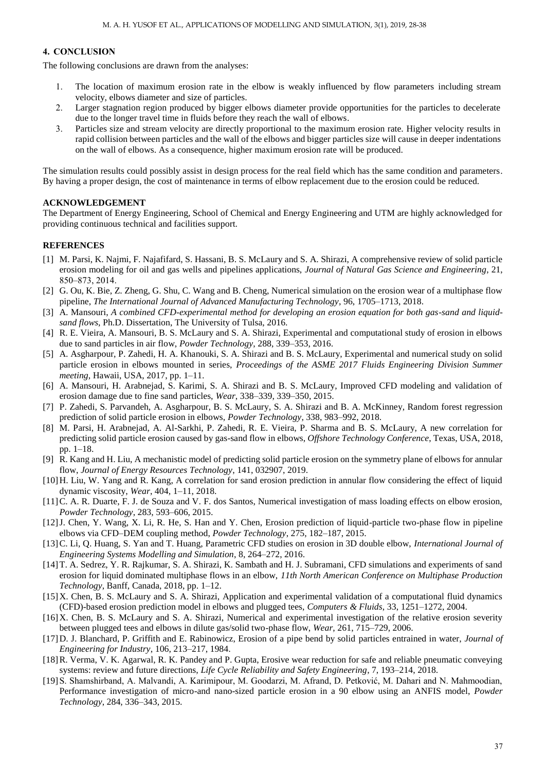## 4. CONCLUSION

The following conclusions are drawn from the analyses:

1. The location of maximum erosion rate in the elbow is weakly influenced by flow parameters including stream velocity, elbows diameter and size of particles.
2. Larger stagnation region produced by bigger elbows diameter provide opportunities for the particles to decelerate due to the longer travel time in fluids before they reach the wall of elbows.
3. Particles size and stream velocity are directly proportional to the maximum erosion rate. Higher velocity results in rapid collision between particles and the wall of the elbows and bigger particles size will cause in deeper indentations on the wall of elbows. As a consequence, higher maximum erosion rate will be produced.

The simulation results could possibly assist in design process for the real field which has the same condition and parameters. By having a proper design, the cost of maintenance in terms of elbow replacement due to the erosion could be reduced.

## ACKNOWLEDGEMENT

The Department of Energy Engineering, School of Chemical and Energy Engineering and UTM are highly acknowledged for providing continuous technical and facilities support.

## REFERENCES

[1] M. Parsi, K. Najmi, F. Najafifard, S. Hassani, B. S. McLaury and S. A. Shirazi, A comprehensive review of solid particle erosion modeling for oil and gas wells and pipelines applications, *Journal of Natural Gas Science and Engineering*, 21, 850–873, 2014.

[2] G. Ou, K. Bie, Z. Zheng, G. Shu, C. Wang and B. Cheng, Numerical simulation on the erosion wear of a multiphase flow pipeline, *The International Journal of Advanced Manufacturing Technology*, 96, 1705–1713, 2018.

[3] A. Mansouri, *A combined CFD-experimental method for developing an erosion equation for both gas-sand and liquid-sand flows*, Ph.D. Dissertation, The University of Tulsa, 2016.

[4] R. E. Vieira, A. Mansouri, B. S. McLaury and S. A. Shirazi, Experimental and computational study of erosion in elbows due to sand particles in air flow, *Powder Technology*, 288, 339–353, 2016.

[5] A. Asgharpour, P. Zahedi, H. A. Khanouki, S. A. Shirazi and B. S. McLaury, Experimental and numerical study on solid particle erosion in elbows mounted in series, *Proceedings of the ASME 2017 Fluids Engineering Division Summer meeting*, Hawaii, USA, 2017, pp. 1–11.

[6] A. Mansouri, H. Arabnejad, S. Karimi, S. A. Shirazi and B. S. McLaury, Improved CFD modeling and validation of erosion damage due to fine sand particles, *Wear*, 338–339, 339–350, 2015.

[7] P. Zahedi, S. Parvandeh, A. Asgharpour, B. S. McLaury, S. A. Shirazi and B. A. McKinney, Random forest regression prediction of solid particle erosion in elbows, *Powder Technology*, 338, 983–992, 2018.

[8] M. Parsi, H. Arabnejad, A. Al-Sarkhi, P. Zahedi, R. E. Vieira, P. Sharma and B. S. McLaury, A new correlation for predicting solid particle erosion caused by gas-sand flow in elbows, *Offshore Technology Conference*, Texas, USA, 2018, pp. 1–18.

[9] R. Kang and H. Liu, A mechanistic model of predicting solid particle erosion on the symmetry plane of elbows for annular flow, *Journal of Energy Resources Technology*, 141, 032907, 2019.

[10] H. Liu, W. Yang and R. Kang, A correlation for sand erosion prediction in annular flow considering the effect of liquid dynamic viscosity, *Wear*, 404, 1–11, 2018.

[11] C. A. R. Duarte, F. J. de Souza and V. F. dos Santos, Numerical investigation of mass loading effects on elbow erosion, *Powder Technology*, 283, 593–606, 2015.

[12] J. Chen, Y. Wang, X. Li, R. He, S. Han and Y. Chen, Erosion prediction of liquid-particle two-phase flow in pipeline elbows via CFD–DEM coupling method, *Powder Technology*, 275, 182–187, 2015.

[13] C. Li, Q. Huang, S. Yan and T. Huang, Parametric CFD studies on erosion in 3D double elbow, *International Journal of Engineering Systems Modelling and Simulation*, 8, 264–272, 2016.

[14] T. A. Sedrez, Y. R. Rajkumar, S. A. Shirazi, K. Sambath and H. J. Subramani, CFD simulations and experiments of sand erosion for liquid dominated multiphase flows in an elbow, *11th North American Conference on Multiphase Production Technology*, Banff, Canada, 2018, pp. 1–12.

[15] X. Chen, B. S. McLaury and S. A. Shirazi, Application and experimental validation of a computational fluid dynamics (CFD)-based erosion prediction model in elbows and plugged tees, *Computers & Fluids*, 33, 1251–1272, 2004.

[16] X. Chen, B. S. McLaury and S. A. Shirazi, Numerical and experimental investigation of the relative erosion severity between plugged tees and elbows in dilute gas/solid two-phase flow, *Wear*, 261, 715–729, 2006.

[17] D. J. Blanchard, P. Griffith and E. Rabinowicz, Erosion of a pipe bend by solid particles entrained in water, *Journal of Engineering for Industry*, 106, 213–217, 1984.

[18] R. Verma, V. K. Agarwal, R. K. Pandey and P. Gupta, Erosive wear reduction for safe and reliable pneumatic conveying systems: review and future directions, *Life Cycle Reliability and Safety Engineering*, 7, 193–214, 2018.

[19] S. Shamshirband, A. Malvandi, A. Karimipour, M. Goodarzi, M. Afrand, D. Petković, M. Dahari and N. Mahmoodian, Performance investigation of micro-and nano-sized particle erosion in a 90 elbow using an ANFIS model, *Powder Technology*, 284, 336–343, 2015.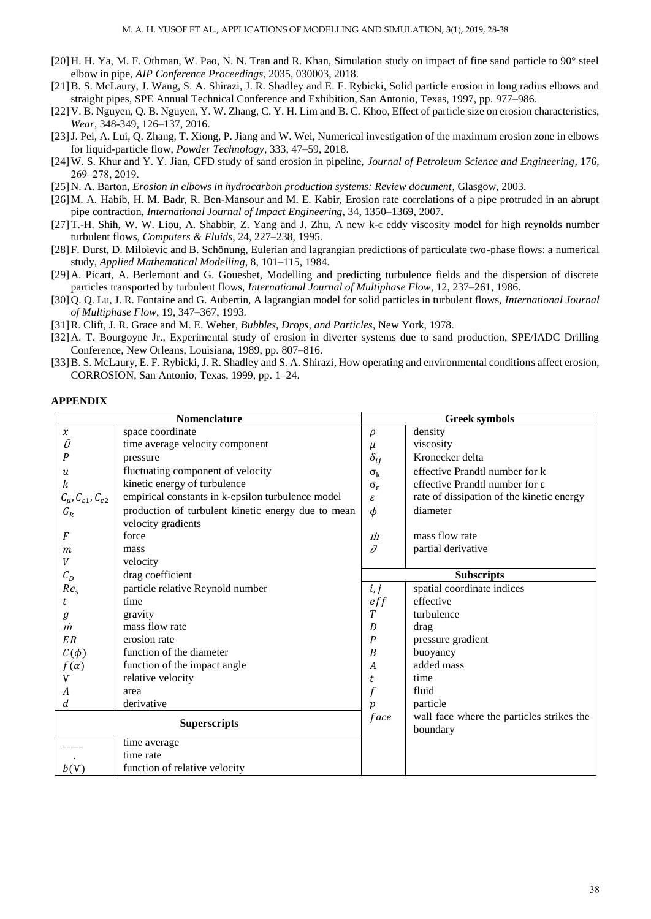[20] H. H. Ya, M. F. Othman, W. Pao, N. N. Tran and R. Khan, Simulation study on impact of fine sand particle to 90° steel elbow in pipe, *AIP Conference Proceedings*, 2035, 030003, 2018.

[21] B. S. McLaury, J. Wang, S. A. Shirazi, J. R. Shadley and E. F. Rybicki, Solid particle erosion in long radius elbows and straight pipes, SPE Annual Technical Conference and Exhibition, San Antonio, Texas, 1997, pp. 977–986.

[22] V. B. Nguyen, Q. B. Nguyen, Y. W. Zhang, C. Y. H. Lim and B. C. Khoo, Effect of particle size on erosion characteristics, *Wear*, 348-349, 126–137, 2016.

[23] J. Pei, A. Lui, Q. Zhang, T. Xiong, P. Jiang and W. Wei, Numerical investigation of the maximum erosion zone in elbows for liquid-particle flow, *Powder Technology*, 333, 47–59, 2018.

[24] W. S. Khur and Y. Y. Jian, CFD study of sand erosion in pipeline, *Journal of Petroleum Science and Engineering*, 176, 269–278, 2019.

[25] N. A. Barton, *Erosion in elbows in hydrocarbon production systems: Review document*, Glasgow, 2003.

[26] M. A. Habib, H. M. Badr, R. Ben-Mansour and M. E. Kabir, Erosion rate correlations of a pipe protruded in an abrupt pipe contraction, *International Journal of Impact Engineering*, 34, 1350–1369, 2007.

[27] T.-H. Shih, W. W. Liou, A. Shabbir, Z. Yang and J. Zhu, A new k-ϵ eddy viscosity model for high reynolds number turbulent flows, *Computers & Fluids*, 24, 227–238, 1995.

[28] F. Durst, D. Miloievic and B. Schönung, Eulerian and lagrangian predictions of particulate two-phase flows: a numerical study, *Applied Mathematical Modelling*, 8, 101–115, 1984.

[29] A. Picart, A. Berlemont and G. Gouesbet, Modelling and predicting turbulence fields and the dispersion of discrete particles transported by turbulent flows, *International Journal of Multiphase Flow*, 12, 237–261, 1986.

[30] Q. Q. Lu, J. R. Fontaine and G. Aubertin, A lagrangian model for solid particles in turbulent flows, *International Journal of Multiphase Flow*, 19, 347–367, 1993.

[31] R. Clift, J. R. Grace and M. E. Weber, *Bubbles, Drops, and Particles*, New York, 1978.

[32] A. T. Bourgoyne Jr., Experimental study of erosion in diverter systems due to sand production, SPE/IADC Drilling Conference, New Orleans, Louisiana, 1989, pp. 807–816.

[33] B. S. McLaury, E. F. Rybicki, J. R. Shadley and S. A. Shirazi, How operating and environmental conditions affect erosion, CORROSION, San Antonio, Texas, 1999, pp. 1–24.

## APPENDIX

| **Nomenclature** | | **Greek symbols** | |
|---|---|---|---|
| $x$ | space coordinate | $\rho$ | density |
| $\bar{U}$ | time average velocity component | $\mu$ | viscosity |
| $P$ | pressure | $\delta_{ij}$ | Kronecker delta |
| $u$ | fluctuating component of velocity | $\sigma_k$ | effective Prandtl number for k |
| $k$ | kinetic energy of turbulence | $\sigma_\varepsilon$ | effective Prandtl number for ε |
| $C_\mu, C_{\varepsilon 1}, C_{\varepsilon 2}$ | empirical constants in k-epsilon turbulence model | $\varepsilon$ | rate of dissipation of the kinetic energy |
| $G_k$ | production of turbulent kinetic energy due to mean velocity gradients | $\phi$ | diameter |
| $F$ | force | $\dot{m}$ | mass flow rate |
| $m$ | mass | $\partial$ | partial derivative |
| $V$ | velocity | | |
| $C_D$ | drag coefficient | **Subscripts** | |
| $Re_s$ | particle relative Reynold number | $i, j$ | spatial coordinate indices |
| $t$ | time | $eff$ | effective |
| $g$ | gravity | $T$ | turbulence |
| $\dot{m}$ | mass flow rate | $D$ | drag |
| $ER$ | erosion rate | $P$ | pressure gradient |
| $C(\phi)$ | function of the diameter | $B$ | buoyancy |
| $f(\alpha)$ | function of the impact angle | $A$ | added mass |
| V | relative velocity | $t$ | time |
| $A$ | area | $f$ | fluid |
| $d$ | derivative | $p$ | particle |
| **Superscripts** | | $face$ | wall face where the particles strikes the boundary |
| ____ | time average | | |
| . | time rate | | |
| $b(\mathrm{V})$ | function of relative velocity | | |